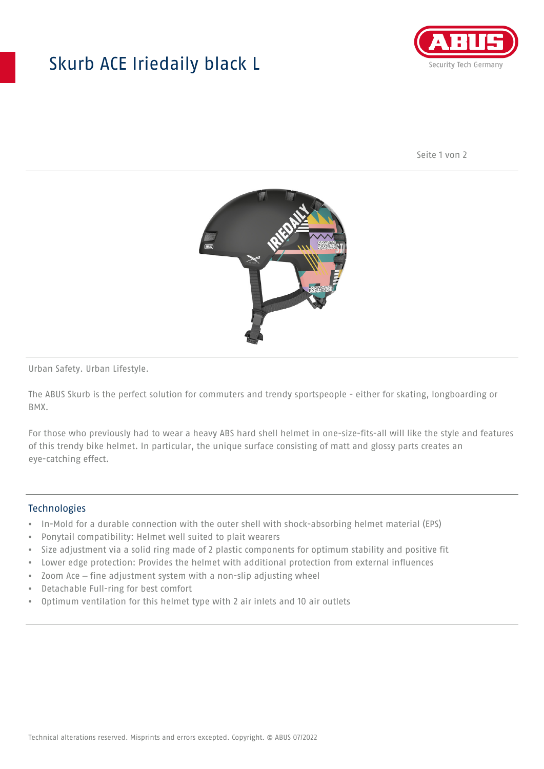# Skurb ACE Iriedaily black L

Urban Safety. Urban Lifestyle.

The ABUS Skurb is the perfect solution for commuters and trendy sportspeople - either for skating, longboarding or BMX.

For those who previously had to wear a heavy ABS hard shell helmet in one-size-fits-all will like the style and features of this trendy bike helmet. In particular, the unique surface consisting of matt and glossy parts creates an eye-catching effect.

## Technologies

- In-Mold for a durable connection with the outer shell with shock-absorbing helmet material (EPS)
- Ponytail compatibility: Helmet well suited to plait wearers
- Size adjustment via a solid ring made of 2 plastic components for optimum stability and positive fit
- Lower edge protection: Provides the helmet with additional protection from external influences
- Zoom Ace – fine adjustment system with a non-slip adjusting wheel
- Detachable Full-ring for best comfort
- Optimum ventilation for this helmet type with 2 air inlets and 10 air outlets

Technical alterations reserved. Misprints and errors excepted. Copyright. © ABUS 07/2022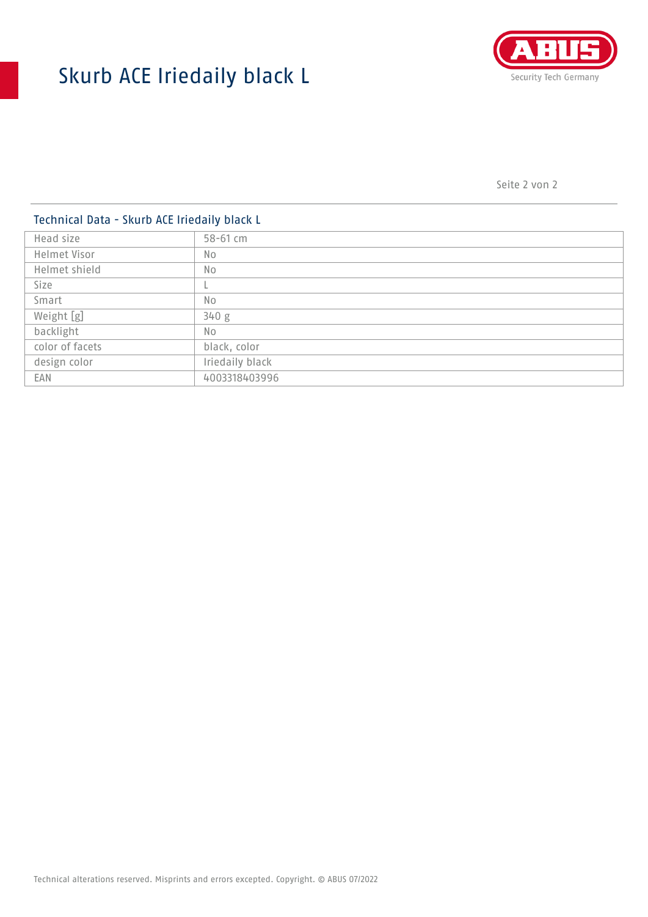# Skurb ACE Iriedaily black L

## Technical Data - Skurb ACE Iriedaily black L

| | |
|---|---|
| Head size | 58-61 cm |
| Helmet Visor | No |
| Helmet shield | No |
| Size | L |
| Smart | No |
| Weight [g] | 340 g |
| backlight | No |
| color of facets | black, color |
| design color | Iriedaily black |
| EAN | 4003318403996 |

Technical alterations reserved. Misprints and errors excepted. Copyright. © ABUS 07/2022